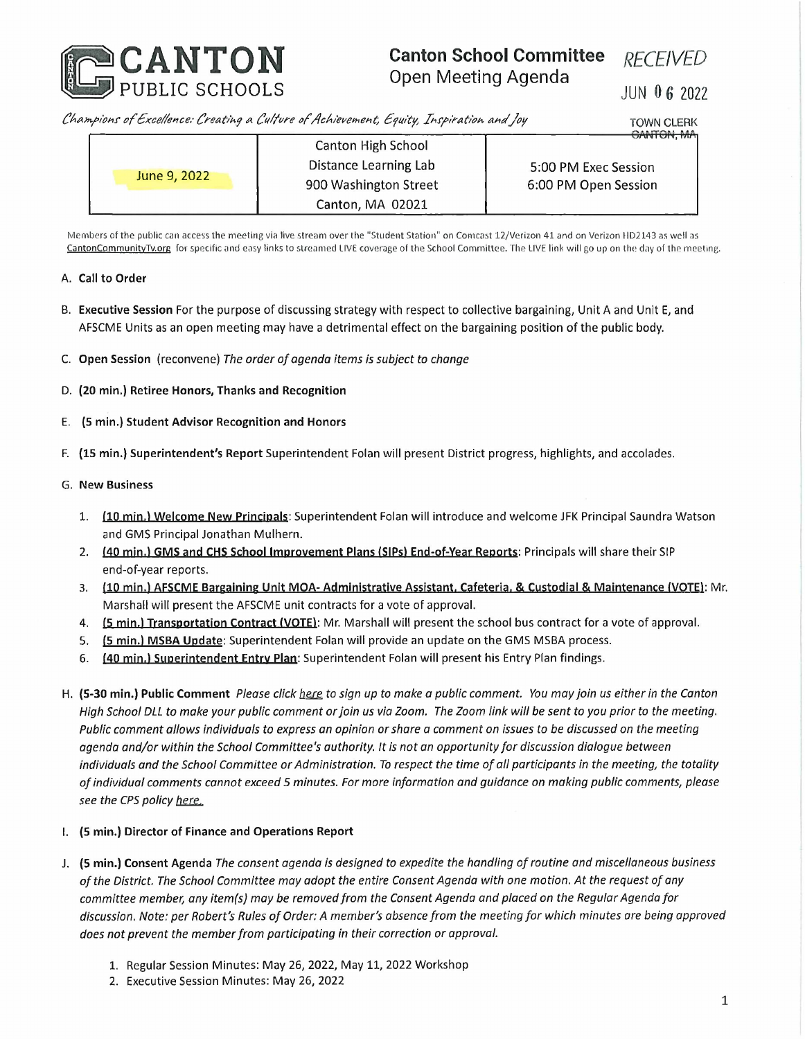# CANTON PUBLIC SCHOOLS

## Canton School Committee Open Meeting Agenda

RECEIVED

JUN 06 2022

TOWN CLERK
CANTON, MA

*Champions of Excellence: Creating a Culture of Achievement, Equity, Inspiration and Joy*

| June 9, 2022 | Canton High School<br>Distance Learning Lab<br>900 Washington Street<br>Canton, MA 02021 | 5:00 PM Exec Session<br>6:00 PM Open Session |
|---|---|---|

Members of the public can access the meeting via live stream over the "Student Station" on Comcast 12/Verizon 41 and on Verizon HD2143 as well as CantonCommunityTv.org for specific and easy links to streamed LIVE coverage of the School Committee. The LIVE link will go up on the day of the meeting.

A. **Call to Order**

B. **Executive Session** For the purpose of discussing strategy with respect to collective bargaining, Unit A and Unit E, and AFSCME Units as an open meeting may have a detrimental effect on the bargaining position of the public body.

C. **Open Session** (reconvene) *The order of agenda items is subject to change*

D. **(20 min.) Retiree Honors, Thanks and Recognition**

E. **(5 min.) Student Advisor Recognition and Honors**

F. **(15 min.) Superintendent's Report** Superintendent Folan will present District progress, highlights, and accolades.

G. **New Business**

1. **(10 min.) Welcome New Principals**: Superintendent Folan will introduce and welcome JFK Principal Saundra Watson and GMS Principal Jonathan Mulhern.
2. **(40 min.) GMS and CHS School Improvement Plans (SIPs) End-of-Year Reports**: Principals will share their SIP end-of-year reports.
3. **(10 min.) AFSCME Bargaining Unit MOA- Administrative Assistant, Cafeteria, & Custodial & Maintenance (VOTE)**: Mr. Marshall will present the AFSCME unit contracts for a vote of approval.
4. **(5 min.) Transportation Contract (VOTE)**: Mr. Marshall will present the school bus contract for a vote of approval.
5. **(5 min.) MSBA Update**: Superintendent Folan will provide an update on the GMS MSBA process.
6. **(40 min.) Superintendent Entry Plan**: Superintendent Folan will present his Entry Plan findings.

H. **(5-30 min.) Public Comment** *Please click here to sign up to make a public comment. You may join us either in the Canton High School DLL to make your public comment or join us via Zoom. The Zoom link will be sent to you prior to the meeting. Public comment allows individuals to express an opinion or share a comment on issues to be discussed on the meeting agenda and/or within the School Committee's authority. It is not an opportunity for discussion dialogue between individuals and the School Committee or Administration. To respect the time of all participants in the meeting, the totality of individual comments cannot exceed 5 minutes. For more information and guidance on making public comments, please see the CPS policy here.*

I. **(5 min.) Director of Finance and Operations Report**

J. **(5 min.) Consent Agenda** *The consent agenda is designed to expedite the handling of routine and miscellaneous business of the District. The School Committee may adopt the entire Consent Agenda with one motion. At the request of any committee member, any item(s) may be removed from the Consent Agenda and placed on the Regular Agenda for discussion. Note: per Robert's Rules of Order: A member's absence from the meeting for which minutes are being approved does not prevent the member from participating in their correction or approval.*

1. Regular Session Minutes: May 26, 2022, May 11, 2022 Workshop
2. Executive Session Minutes: May 26, 2022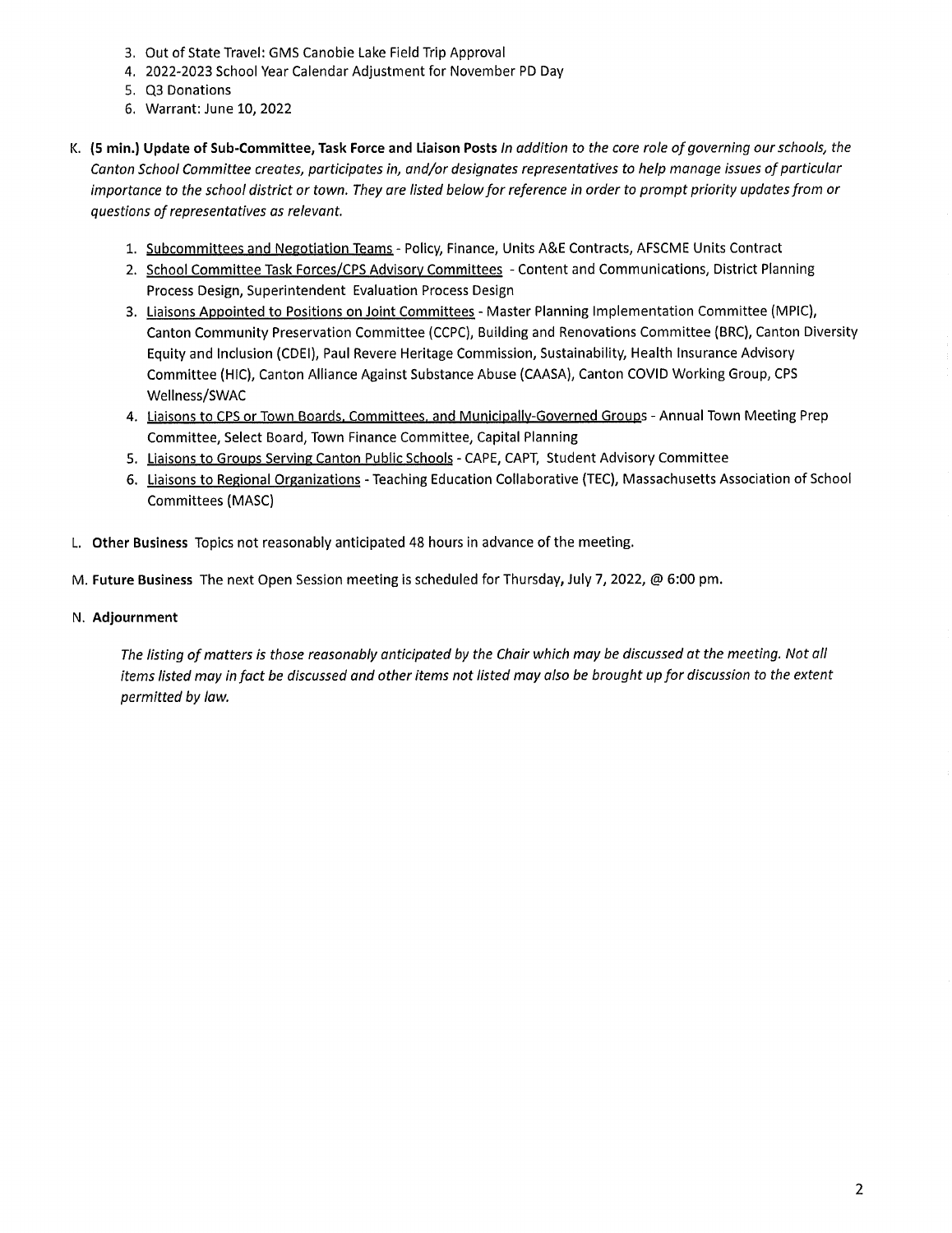3. Out of State Travel: GMS Canobie Lake Field Trip Approval
4. 2022-2023 School Year Calendar Adjustment for November PD Day
5. Q3 Donations
6. Warrant: June 10, 2022

K. **(5 min.) Update of Sub-Committee, Task Force and Liaison Posts** *In addition to the core role of governing our schools, the Canton School Committee creates, participates in, and/or designates representatives to help manage issues of particular importance to the school district or town. They are listed below for reference in order to prompt priority updates from or questions of representatives as relevant.*

1. Subcommittees and Negotiation Teams - Policy, Finance, Units A&E Contracts, AFSCME Units Contract
2. School Committee Task Forces/CPS Advisory Committees - Content and Communications, District Planning Process Design, Superintendent Evaluation Process Design
3. Liaisons Appointed to Positions on Joint Committees - Master Planning Implementation Committee (MPIC), Canton Community Preservation Committee (CCPC), Building and Renovations Committee (BRC), Canton Diversity Equity and Inclusion (CDEI), Paul Revere Heritage Commission, Sustainability, Health Insurance Advisory Committee (HIC), Canton Alliance Against Substance Abuse (CAASA), Canton COVID Working Group, CPS Wellness/SWAC
4. Liaisons to CPS or Town Boards, Committees, and Municipally-Governed Groups - Annual Town Meeting Prep Committee, Select Board, Town Finance Committee, Capital Planning
5. Liaisons to Groups Serving Canton Public Schools - CAPE, CAPT, Student Advisory Committee
6. Liaisons to Regional Organizations - Teaching Education Collaborative (TEC), Massachusetts Association of School Committees (MASC)

L. **Other Business** Topics not reasonably anticipated 48 hours in advance of the meeting.

M. **Future Business** The next Open Session meeting is scheduled for Thursday, July 7, 2022, @ 6:00 pm.

N. **Adjournment**

*The listing of matters is those reasonably anticipated by the Chair which may be discussed at the meeting. Not all items listed may in fact be discussed and other items not listed may also be brought up for discussion to the extent permitted by law.*